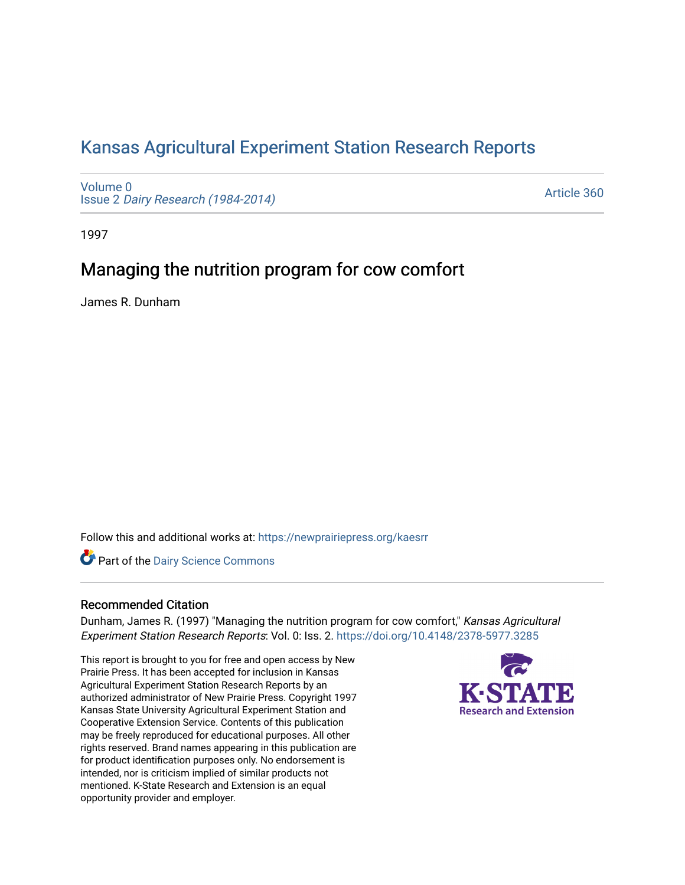# Kansas Agricultural Experiment Station Research Reports

Volume 0
Issue 2 *Dairy Research (1984-2014)*

Article 360

1997

## Managing the nutrition program for cow comfort

James R. Dunham

Follow this and additional works at: https://newprairiepress.org/kaesrr

Part of the Dairy Science Commons

### Recommended Citation

Dunham, James R. (1997) "Managing the nutrition program for cow comfort," *Kansas Agricultural Experiment Station Research Reports*: Vol. 0: Iss. 2. https://doi.org/10.4148/2378-5977.3285

This report is brought to you for free and open access by New Prairie Press. It has been accepted for inclusion in Kansas Agricultural Experiment Station Research Reports by an authorized administrator of New Prairie Press. Copyright 1997 Kansas State University Agricultural Experiment Station and Cooperative Extension Service. Contents of this publication may be freely reproduced for educational purposes. All other rights reserved. Brand names appearing in this publication are for product identification purposes only. No endorsement is intended, nor is criticism implied of similar products not mentioned. K-State Research and Extension is an equal opportunity provider and employer.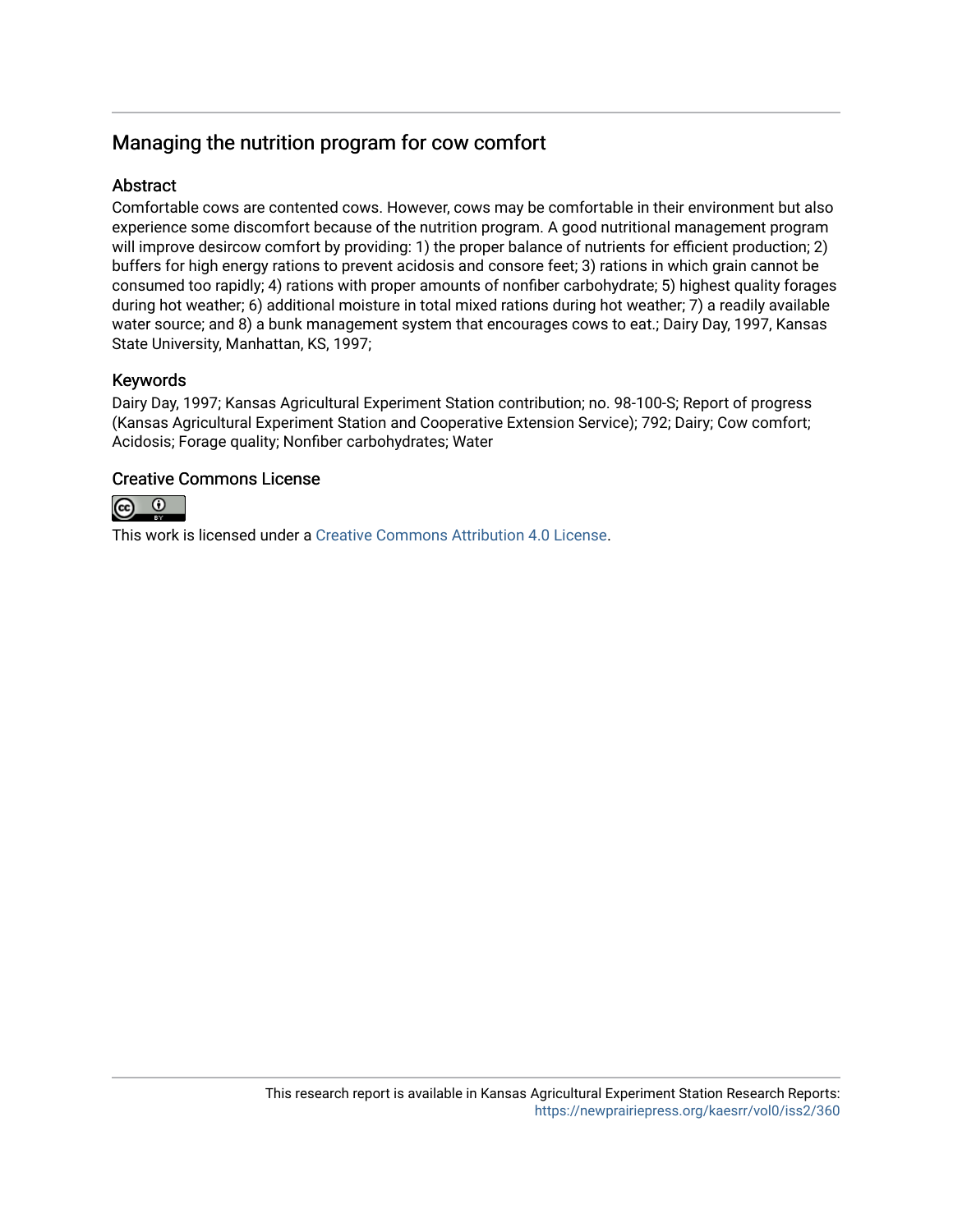## Managing the nutrition program for cow comfort

### Abstract

Comfortable cows are contented cows. However, cows may be comfortable in their environment but also experience some discomfort because of the nutrition program. A good nutritional management program will improve desircow comfort by providing: 1) the proper balance of nutrients for efficient production; 2) buffers for high energy rations to prevent acidosis and consore feet; 3) rations in which grain cannot be consumed too rapidly; 4) rations with proper amounts of nonfiber carbohydrate; 5) highest quality forages during hot weather; 6) additional moisture in total mixed rations during hot weather; 7) a readily available water source; and 8) a bunk management system that encourages cows to eat.; Dairy Day, 1997, Kansas State University, Manhattan, KS, 1997;

### Keywords

Dairy Day, 1997; Kansas Agricultural Experiment Station contribution; no. 98-100-S; Report of progress (Kansas Agricultural Experiment Station and Cooperative Extension Service); 792; Dairy; Cow comfort; Acidosis; Forage quality; Nonfiber carbohydrates; Water

### Creative Commons License

This work is licensed under a Creative Commons Attribution 4.0 License.

This research report is available in Kansas Agricultural Experiment Station Research Reports: https://newprairiepress.org/kaesrr/vol0/iss2/360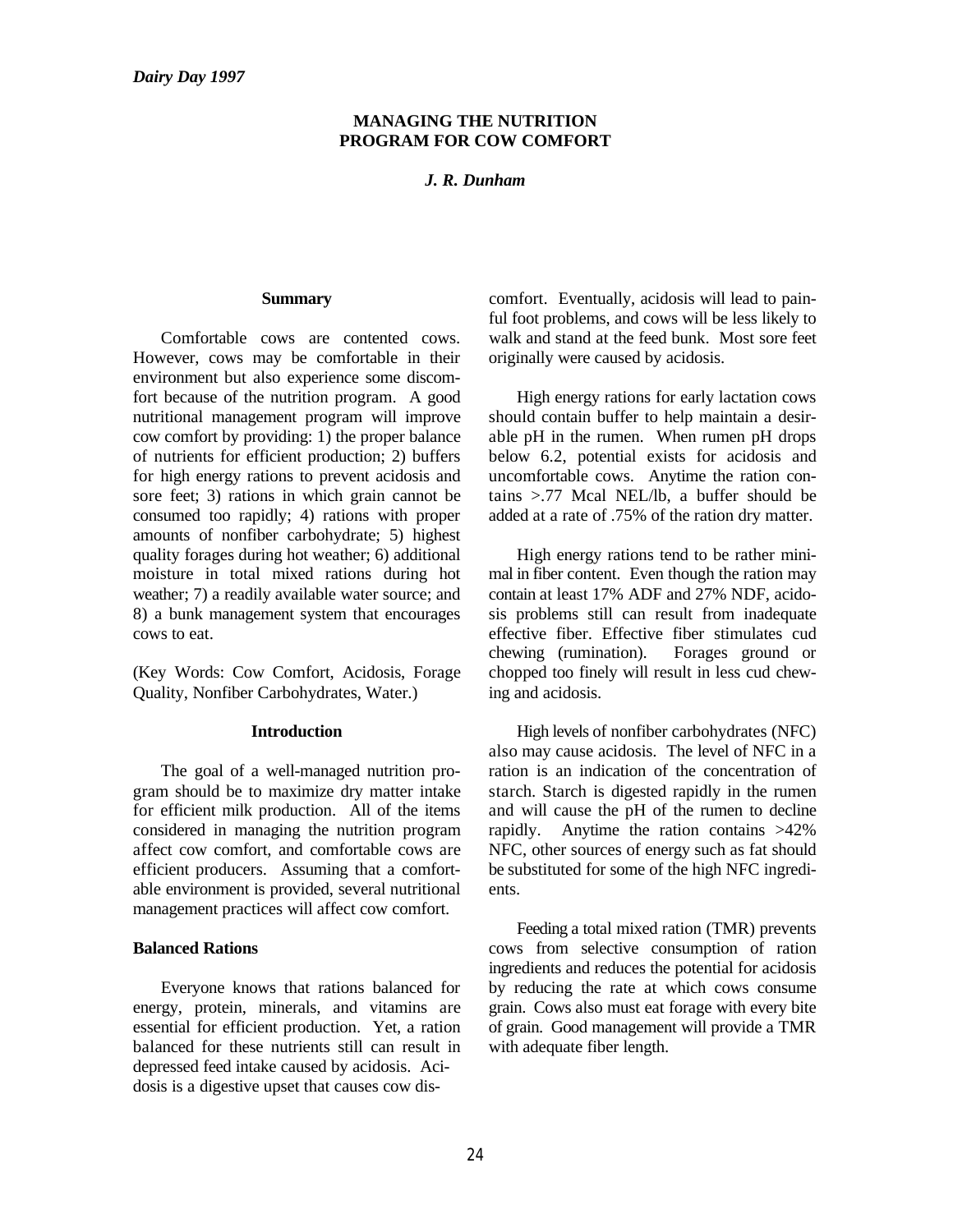*Dairy Day 1997*

# MANAGING THE NUTRITION PROGRAM FOR COW COMFORT

***J. R. Dunham***

## Summary

Comfortable cows are contented cows. However, cows may be comfortable in their environment but also experience some discomfort because of the nutrition program. A good nutritional management program will improve cow comfort by providing: 1) the proper balance of nutrients for efficient production; 2) buffers for high energy rations to prevent acidosis and sore feet; 3) rations in which grain cannot be consumed too rapidly; 4) rations with proper amounts of nonfiber carbohydrate; 5) highest quality forages during hot weather; 6) additional moisture in total mixed rations during hot weather; 7) a readily available water source; and 8) a bunk management system that encourages cows to eat.

(Key Words: Cow Comfort, Acidosis, Forage Quality, Nonfiber Carbohydrates, Water.)

## Introduction

The goal of a well-managed nutrition program should be to maximize dry matter intake for efficient milk production. All of the items considered in managing the nutrition program affect cow comfort, and comfortable cows are efficient producers. Assuming that a comfortable environment is provided, several nutritional management practices will affect cow comfort.

### Balanced Rations

Everyone knows that rations balanced for energy, protein, minerals, and vitamins are essential for efficient production. Yet, a ration balanced for these nutrients still can result in depressed feed intake caused by acidosis. Acidosis is a digestive upset that causes cow discomfort. Eventually, acidosis will lead to painful foot problems, and cows will be less likely to walk and stand at the feed bunk. Most sore feet originally were caused by acidosis.

High energy rations for early lactation cows should contain buffer to help maintain a desirable pH in the rumen. When rumen pH drops below 6.2, potential exists for acidosis and uncomfortable cows. Anytime the ration contains >.77 Mcal NEL/lb, a buffer should be added at a rate of .75% of the ration dry matter.

High energy rations tend to be rather minimal in fiber content. Even though the ration may contain at least 17% ADF and 27% NDF, acidosis problems still can result from inadequate effective fiber. Effective fiber stimulates cud chewing (rumination). Forages ground or chopped too finely will result in less cud chewing and acidosis.

High levels of nonfiber carbohydrates (NFC) also may cause acidosis. The level of NFC in a ration is an indication of the concentration of starch. Starch is digested rapidly in the rumen and will cause the pH of the rumen to decline rapidly. Anytime the ration contains >42% NFC, other sources of energy such as fat should be substituted for some of the high NFC ingredients.

Feeding a total mixed ration (TMR) prevents cows from selective consumption of ration ingredients and reduces the potential for acidosis by reducing the rate at which cows consume grain. Cows also must eat forage with every bite of grain. Good management will provide a TMR with adequate fiber length.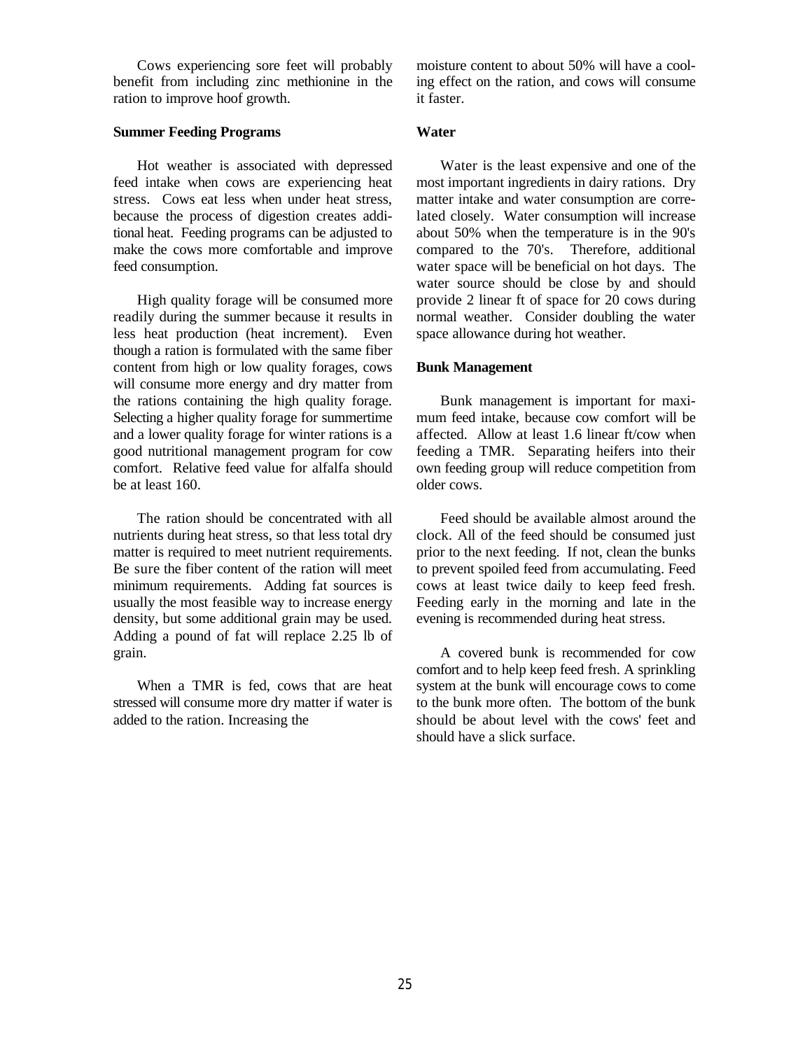Cows experiencing sore feet will probably benefit from including zinc methionine in the ration to improve hoof growth.

**Summer Feeding Programs**

Hot weather is associated with depressed feed intake when cows are experiencing heat stress. Cows eat less when under heat stress, because the process of digestion creates additional heat. Feeding programs can be adjusted to make the cows more comfortable and improve feed consumption.

High quality forage will be consumed more readily during the summer because it results in less heat production (heat increment). Even though a ration is formulated with the same fiber content from high or low quality forages, cows will consume more energy and dry matter from the rations containing the high quality forage. Selecting a higher quality forage for summertime and a lower quality forage for winter rations is a good nutritional management program for cow comfort. Relative feed value for alfalfa should be at least 160.

The ration should be concentrated with all nutrients during heat stress, so that less total dry matter is required to meet nutrient requirements. Be sure the fiber content of the ration will meet minimum requirements. Adding fat sources is usually the most feasible way to increase energy density, but some additional grain may be used. Adding a pound of fat will replace 2.25 lb of grain.

When a TMR is fed, cows that are heat stressed will consume more dry matter if water is added to the ration. Increasing the moisture content to about 50% will have a cooling effect on the ration, and cows will consume it faster.

**Water**

Water is the least expensive and one of the most important ingredients in dairy rations. Dry matter intake and water consumption are correlated closely. Water consumption will increase about 50% when the temperature is in the 90's compared to the 70's. Therefore, additional water space will be beneficial on hot days. The water source should be close by and should provide 2 linear ft of space for 20 cows during normal weather. Consider doubling the water space allowance during hot weather.

**Bunk Management**

Bunk management is important for maximum feed intake, because cow comfort will be affected. Allow at least 1.6 linear ft/cow when feeding a TMR. Separating heifers into their own feeding group will reduce competition from older cows.

Feed should be available almost around the clock. All of the feed should be consumed just prior to the next feeding. If not, clean the bunks to prevent spoiled feed from accumulating. Feed cows at least twice daily to keep feed fresh. Feeding early in the morning and late in the evening is recommended during heat stress.

A covered bunk is recommended for cow comfort and to help keep feed fresh. A sprinkling system at the bunk will encourage cows to come to the bunk more often. The bottom of the bunk should be about level with the cows' feet and should have a slick surface.